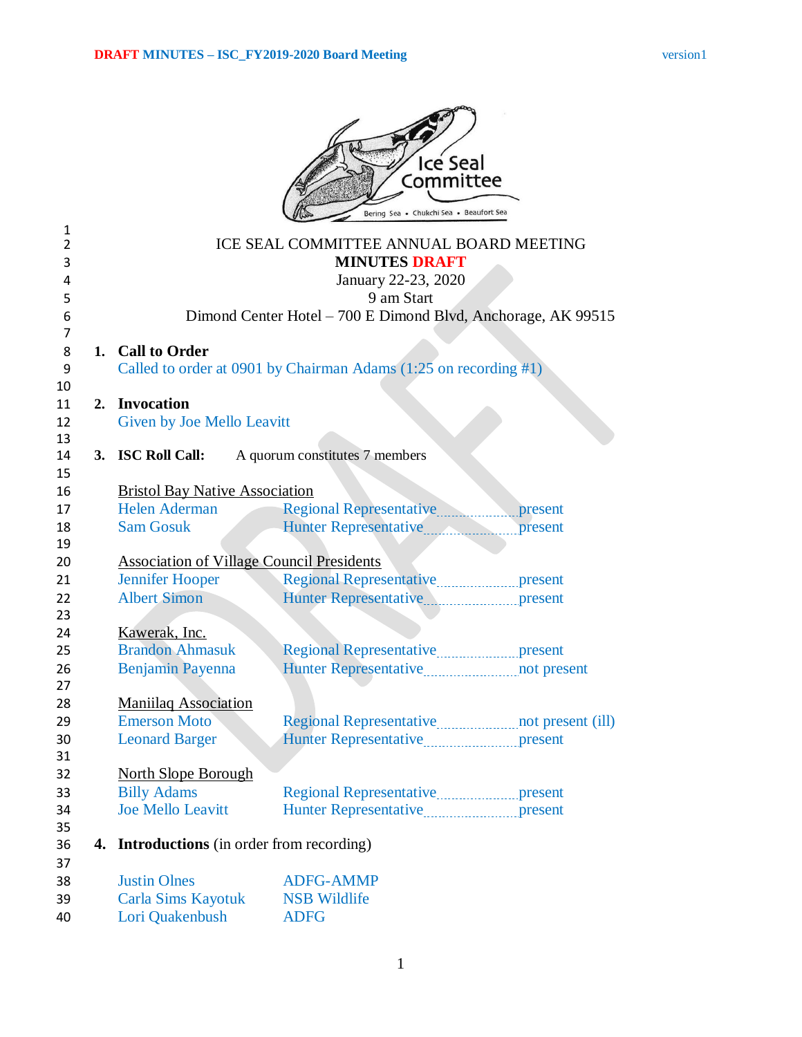# ICE SEAL COMMITTEE ANNUAL BOARD MEETING

## MINUTES DRAFT

January 22-23, 2020

9 am Start

Dimond Center Hotel – 700 E Dimond Blvd, Anchorage, AK 99515

**1. Call to Order**

Called to order at 0901 by Chairman Adams (1:25 on recording #1)

**2. Invocation**

Given by Joe Mello Leavitt

**3. ISC Roll Call:** A quorum constitutes 7 members

Bristol Bay Native Association

| | | |
|---|---|---|
| Helen Aderman | Regional Representative | present |
| Sam Gosuk | Hunter Representative | present |

Association of Village Council Presidents

| | | |
|---|---|---|
| Jennifer Hooper | Regional Representative | present |
| Albert Simon | Hunter Representative | present |

Kawerak, Inc.

| | | |
|---|---|---|
| Brandon Ahmasuk | Regional Representative | present |
| Benjamin Payenna | Hunter Representative | not present |

Maniilaq Association

| | | |
|---|---|---|
| Emerson Moto | Regional Representative | not present (ill) |
| Leonard Barger | Hunter Representative | present |

North Slope Borough

| | | |
|---|---|---|
| Billy Adams | Regional Representative | present |
| Joe Mello Leavitt | Hunter Representative | present |

**4. Introductions** (in order from recording)

| | |
|---|---|
| Justin Olnes | ADFG-AMMP |
| Carla Sims Kayotuk | NSB Wildlife |
| Lori Quakenbush | ADFG |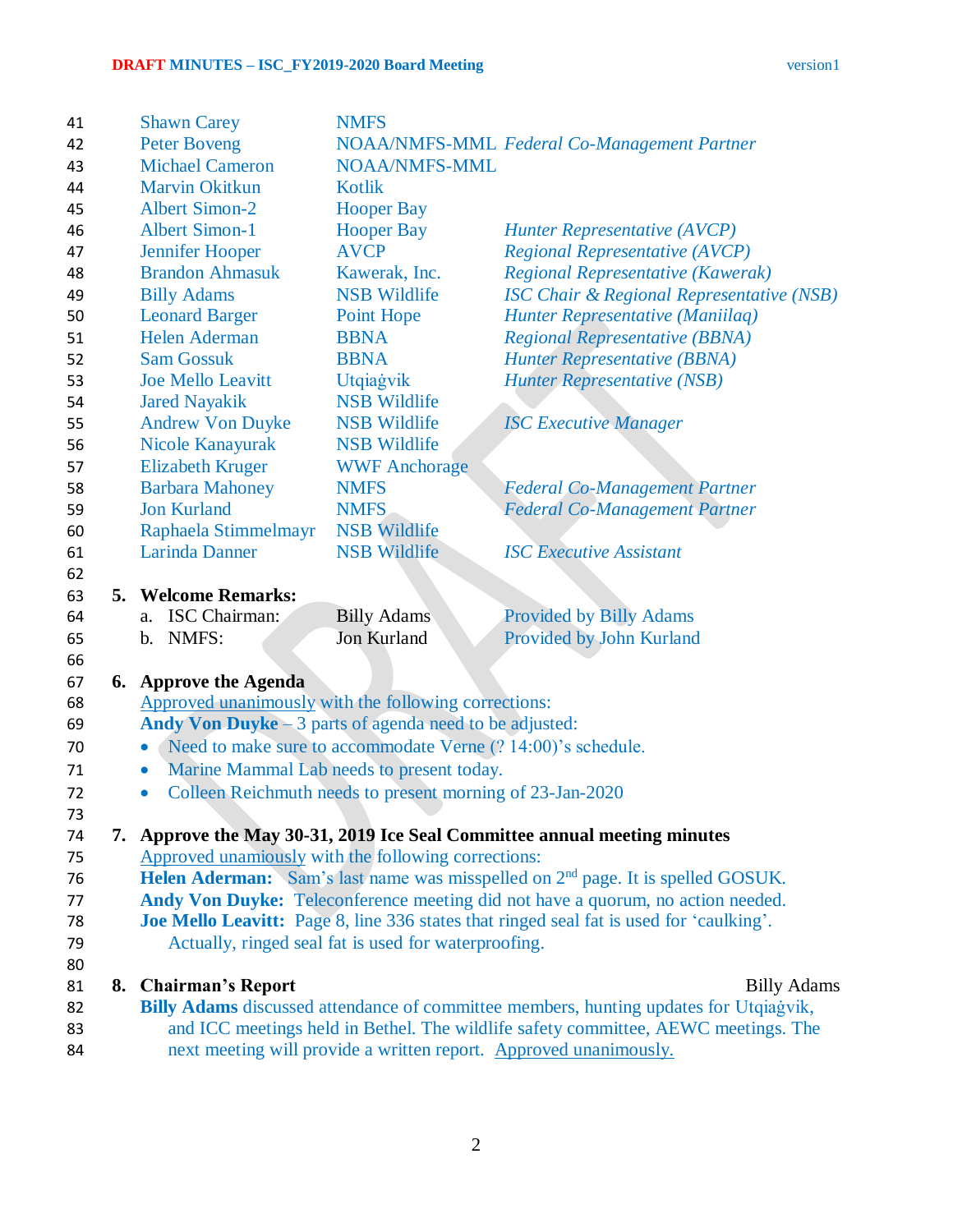| | | |
|---|---|---|
| Shawn Carey | NMFS | |
| Peter Boveng | NOAA/NMFS-MML | *Federal Co-Management Partner* |
| Michael Cameron | NOAA/NMFS-MML | |
| Marvin Okitkun | Kotlik | |
| Albert Simon-2 | Hooper Bay | |
| Albert Simon-1 | Hooper Bay | *Hunter Representative (AVCP)* |
| Jennifer Hooper | AVCP | *Regional Representative (AVCP)* |
| Brandon Ahmasuk | Kawerak, Inc. | *Regional Representative (Kawerak)* |
| Billy Adams | NSB Wildlife | *ISC Chair & Regional Representative (NSB)* |
| Leonard Barger | Point Hope | *Hunter Representative (Maniilaq)* |
| Helen Aderman | BBNA | *Regional Representative (BBNA)* |
| Sam Gossuk | BBNA | *Hunter Representative (BBNA)* |
| Joe Mello Leavitt | Utqiaġvik | *Hunter Representative (NSB)* |
| Jared Nayakik | NSB Wildlife | |
| Andrew Von Duyke | NSB Wildlife | *ISC Executive Manager* |
| Nicole Kanayurak | NSB Wildlife | |
| Elizabeth Kruger | WWF Anchorage | |
| Barbara Mahoney | NMFS | *Federal Co-Management Partner* |
| Jon Kurland | NMFS | *Federal Co-Management Partner* |
| Raphaela Stimmelmayr | NSB Wildlife | |
| Larinda Danner | NSB Wildlife | *ISC Executive Assistant* |

**5. Welcome Remarks:**

a. ISC Chairman: Billy Adams — Provided by Billy Adams

b. NMFS: Jon Kurland — Provided by John Kurland

**6. Approve the Agenda**

Approved unanimously with the following corrections:

**Andy Von Duyke** – 3 parts of agenda need to be adjusted:

- Need to make sure to accommodate Verne (? 14:00)'s schedule.
- Marine Mammal Lab needs to present today.
- Colleen Reichmuth needs to present morning of 23-Jan-2020

**7. Approve the May 30-31, 2019 Ice Seal Committee annual meeting minutes**

Approved unamiously with the following corrections:

**Helen Aderman:** Sam's last name was misspelled on 2nd page. It is spelled GOSUK.

**Andy Von Duyke:** Teleconference meeting did not have a quorum, no action needed.

**Joe Mello Leavitt:** Page 8, line 336 states that ringed seal fat is used for 'caulking'. Actually, ringed seal fat is used for waterproofing.

**8. Chairman's Report** — Billy Adams

**Billy Adams** discussed attendance of committee members, hunting updates for Utqiaġvik, and ICC meetings held in Bethel. The wildlife safety committee, AEWC meetings. The next meeting will provide a written report. Approved unanimously.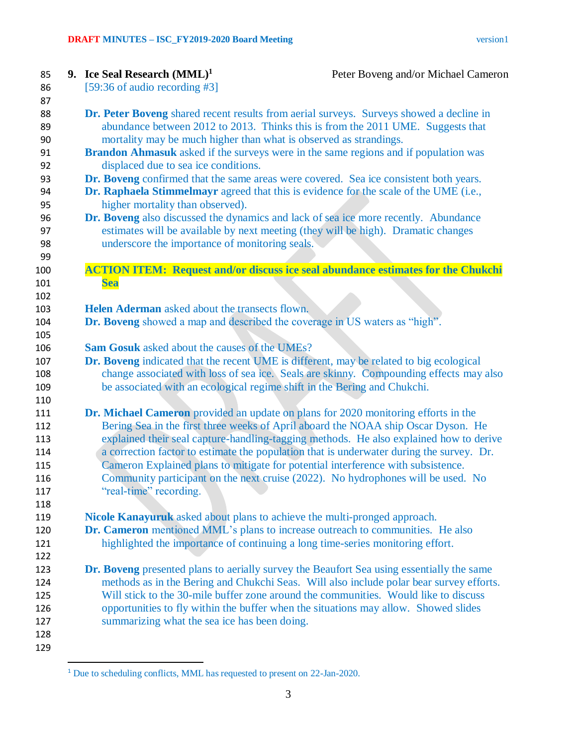## 9. Ice Seal Research (MML)[1] — Peter Boveng and/or Michael Cameron

[59:36 of audio recording #3]

**Dr. Peter Boveng** shared recent results from aerial surveys. Surveys showed a decline in abundance between 2012 to 2013. Thinks this is from the 2011 UME. Suggests that mortality may be much higher than what is observed as strandings.

**Brandon Ahmasuk** asked if the surveys were in the same regions and if population was displaced due to sea ice conditions.

**Dr. Boveng** confirmed that the same areas were covered. Sea ice consistent both years.

**Dr. Raphaela Stimmelmayr** agreed that this is evidence for the scale of the UME (i.e., higher mortality than observed).

**Dr. Boveng** also discussed the dynamics and lack of sea ice more recently. Abundance estimates will be available by next meeting (they will be high). Dramatic changes underscore the importance of monitoring seals.

**ACTION ITEM: Request and/or discuss ice seal abundance estimates for the Chukchi Sea**

**Helen Aderman** asked about the transects flown.

**Dr. Boveng** showed a map and described the coverage in US waters as "high".

**Sam Gosuk** asked about the causes of the UMEs?

**Dr. Boveng** indicated that the recent UME is different, may be related to big ecological change associated with loss of sea ice. Seals are skinny. Compounding effects may also be associated with an ecological regime shift in the Bering and Chukchi.

**Dr. Michael Cameron** provided an update on plans for 2020 monitoring efforts in the Bering Sea in the first three weeks of April aboard the NOAA ship Oscar Dyson. He explained their seal capture-handling-tagging methods. He also explained how to derive a correction factor to estimate the population that is underwater during the survey. Dr. Cameron Explained plans to mitigate for potential interference with subsistence. Community participant on the next cruise (2022). No hydrophones will be used. No "real-time" recording.

**Nicole Kanayuruk** asked about plans to achieve the multi-pronged approach.

**Dr. Cameron** mentioned MML's plans to increase outreach to communities. He also highlighted the importance of continuing a long time-series monitoring effort.

**Dr. Boveng** presented plans to aerially survey the Beaufort Sea using essentially the same methods as in the Bering and Chukchi Seas. Will also include polar bear survey efforts. Will stick to the 30-mile buffer zone around the communities. Would like to discuss opportunities to fly within the buffer when the situations may allow. Showed slides summarizing what the sea ice has been doing.

---

[1] Due to scheduling conflicts, MML has requested to present on 22-Jan-2020.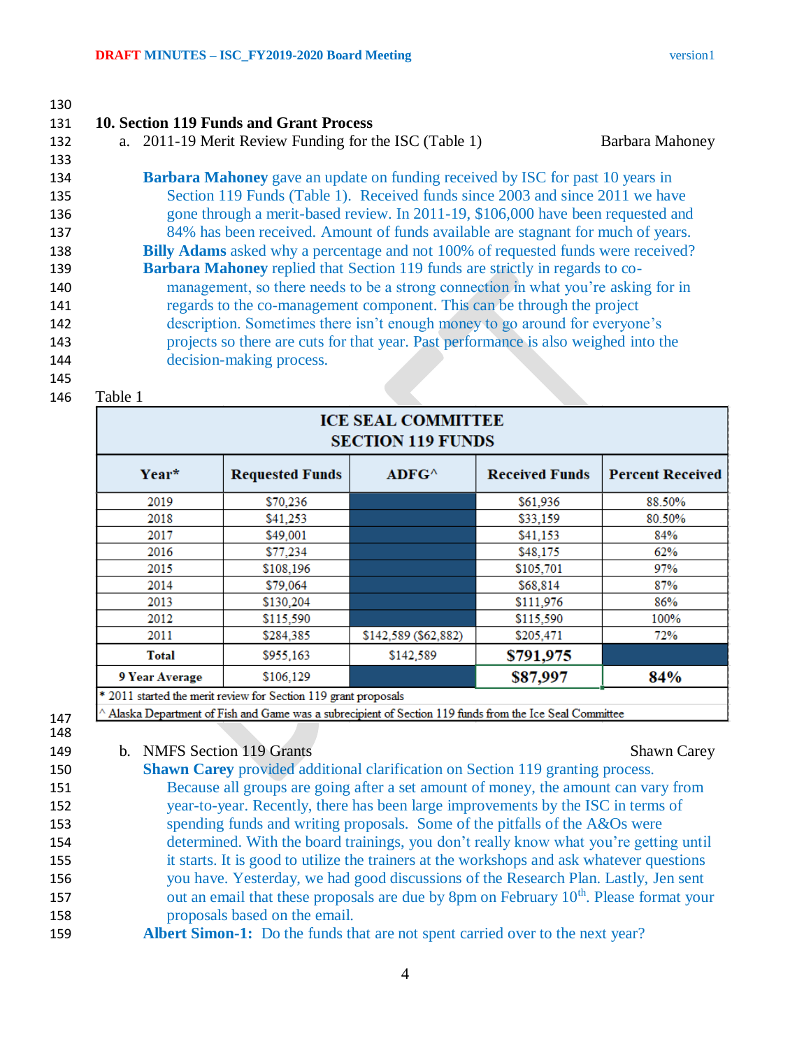## 10. Section 119 Funds and Grant Process

a. 2011-19 Merit Review Funding for the ISC (Table 1) — Barbara Mahoney

**Barbara Mahoney** gave an update on funding received by ISC for past 10 years in Section 119 Funds (Table 1). Received funds since 2003 and since 2011 we have gone through a merit-based review. In 2011-19, $106,000 have been requested and 84% has been received. Amount of funds available are stagnant for much of years.

**Billy Adams** asked why a percentage and not 100% of requested funds were received?

**Barbara Mahoney** replied that Section 119 funds are strictly in regards to co-management, so there needs to be a strong connection in what you're asking for in regards to the co-management component. This can be through the project description. Sometimes there isn't enough money to go around for everyone's projects so there are cuts for that year. Past performance is also weighed into the decision-making process.

Table 1

| ICE SEAL COMMITTEE SECTION 119 FUNDS | | | | |
|---|---|---|---|---|
| **Year*** | **Requested Funds** | **ADFG^** | **Received Funds** | **Percent Received** |
| 2019 | $70,236 | | $61,936 | 88.50% |
| 2018 | $41,253 | | $33,159 | 80.50% |
| 2017 | $49,001 | | $41,153 | 84% |
| 2016 | $77,234 | | $48,175 | 62% |
| 2015 | $108,196 | | $105,701 | 97% |
| 2014 | $79,064 | | $68,814 | 87% |
| 2013 | $130,204 | | $111,976 | 86% |
| 2012 | $115,590 | | $115,590 | 100% |
| 2011 | $284,385 | $142,589 ($62,882) | $205,471 | 72% |
| **Total** | $955,163 | $142,589 | **$791,975** | |
| **9 Year Average** | $106,129 | | **$87,997** | **84%** |

\* 2011 started the merit review for Section 119 grant proposals

^ Alaska Department of Fish and Game was a subrecipient of Section 119 funds from the Ice Seal Committee

b. NMFS Section 119 Grants — Shawn Carey

**Shawn Carey** provided additional clarification on Section 119 granting process. Because all groups are going after a set amount of money, the amount can vary from year-to-year. Recently, there has been large improvements by the ISC in terms of spending funds and writing proposals. Some of the pitfalls of the A&Os were determined. With the board trainings, you don't really know what you're getting until it starts. It is good to utilize the trainers at the workshops and ask whatever questions you have. Yesterday, we had good discussions of the Research Plan. Lastly, Jen sent out an email that these proposals are due by 8pm on February 10th. Please format your proposals based on the email.

**Albert Simon-1:** Do the funds that are not spent carried over to the next year?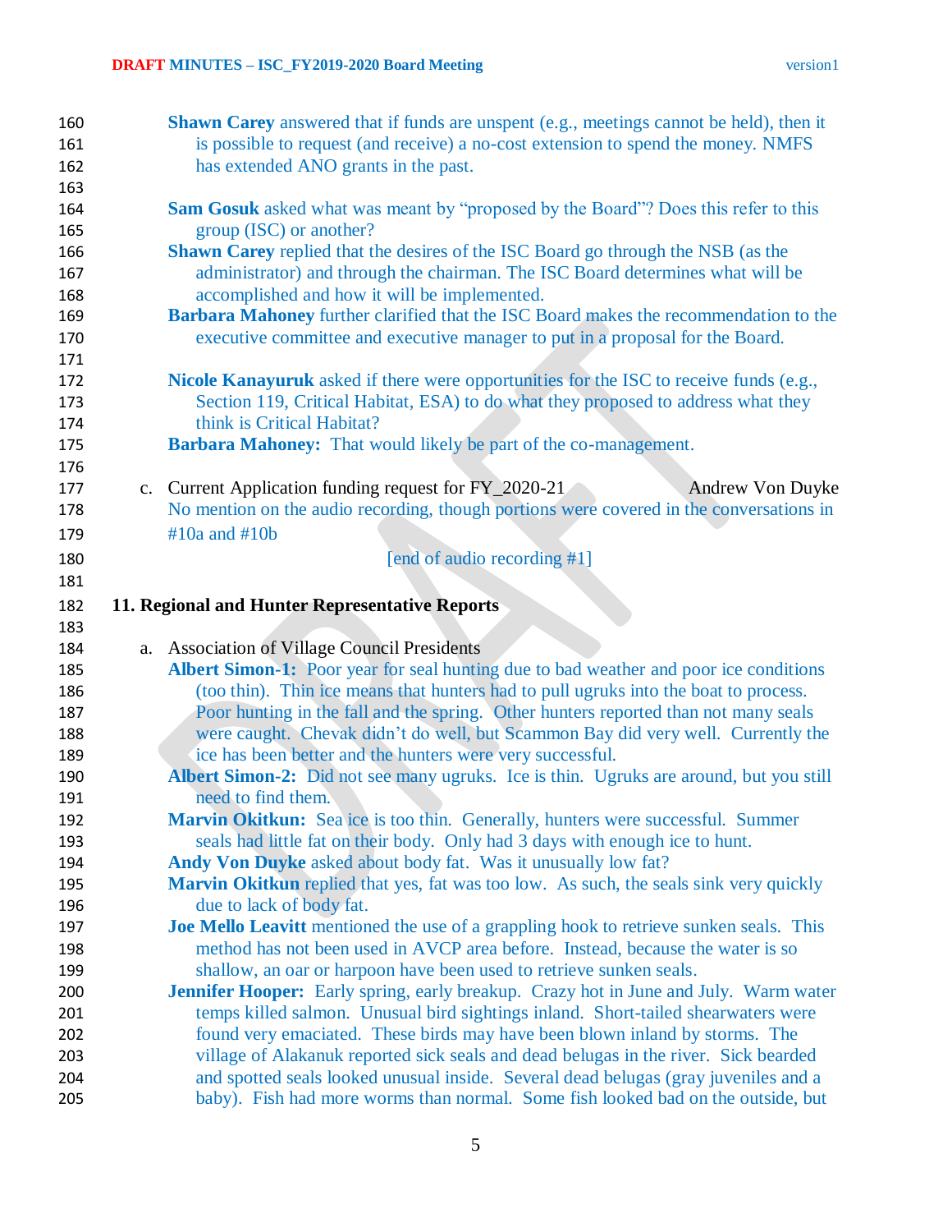**Shawn Carey** answered that if funds are unspent (e.g., meetings cannot be held), then it is possible to request (and receive) a no-cost extension to spend the money. NMFS has extended ANO grants in the past.

**Sam Gosuk** asked what was meant by "proposed by the Board"? Does this refer to this group (ISC) or another?

**Shawn Carey** replied that the desires of the ISC Board go through the NSB (as the administrator) and through the chairman. The ISC Board determines what will be accomplished and how it will be implemented.

**Barbara Mahoney** further clarified that the ISC Board makes the recommendation to the executive committee and executive manager to put in a proposal for the Board.

**Nicole Kanayuruk** asked if there were opportunities for the ISC to receive funds (e.g., Section 119, Critical Habitat, ESA) to do what they proposed to address what they think is Critical Habitat?

**Barbara Mahoney:** That would likely be part of the co-management.

c. Current Application funding request for FY_2020-21 — Andrew Von Duyke

No mention on the audio recording, though portions were covered in the conversations in #10a and #10b

[end of audio recording #1]

## 11. Regional and Hunter Representative Reports

a. Association of Village Council Presidents

**Albert Simon-1:** Poor year for seal hunting due to bad weather and poor ice conditions (too thin). Thin ice means that hunters had to pull ugruks into the boat to process. Poor hunting in the fall and the spring. Other hunters reported than not many seals were caught. Chevak didn't do well, but Scammon Bay did very well. Currently the ice has been better and the hunters were very successful.

**Albert Simon-2:** Did not see many ugruks. Ice is thin. Ugruks are around, but you still need to find them.

**Marvin Okitkun:** Sea ice is too thin. Generally, hunters were successful. Summer seals had little fat on their body. Only had 3 days with enough ice to hunt.

**Andy Von Duyke** asked about body fat. Was it unusually low fat?

**Marvin Okitkun** replied that yes, fat was too low. As such, the seals sink very quickly due to lack of body fat.

**Joe Mello Leavitt** mentioned the use of a grappling hook to retrieve sunken seals. This method has not been used in AVCP area before. Instead, because the water is so shallow, an oar or harpoon have been used to retrieve sunken seals.

**Jennifer Hooper:** Early spring, early breakup. Crazy hot in June and July. Warm water temps killed salmon. Unusual bird sightings inland. Short-tailed shearwaters were found very emaciated. These birds may have been blown inland by storms. The village of Alakanuk reported sick seals and dead belugas in the river. Sick bearded and spotted seals looked unusual inside. Several dead belugas (gray juveniles and a baby). Fish had more worms than normal. Some fish looked bad on the outside, but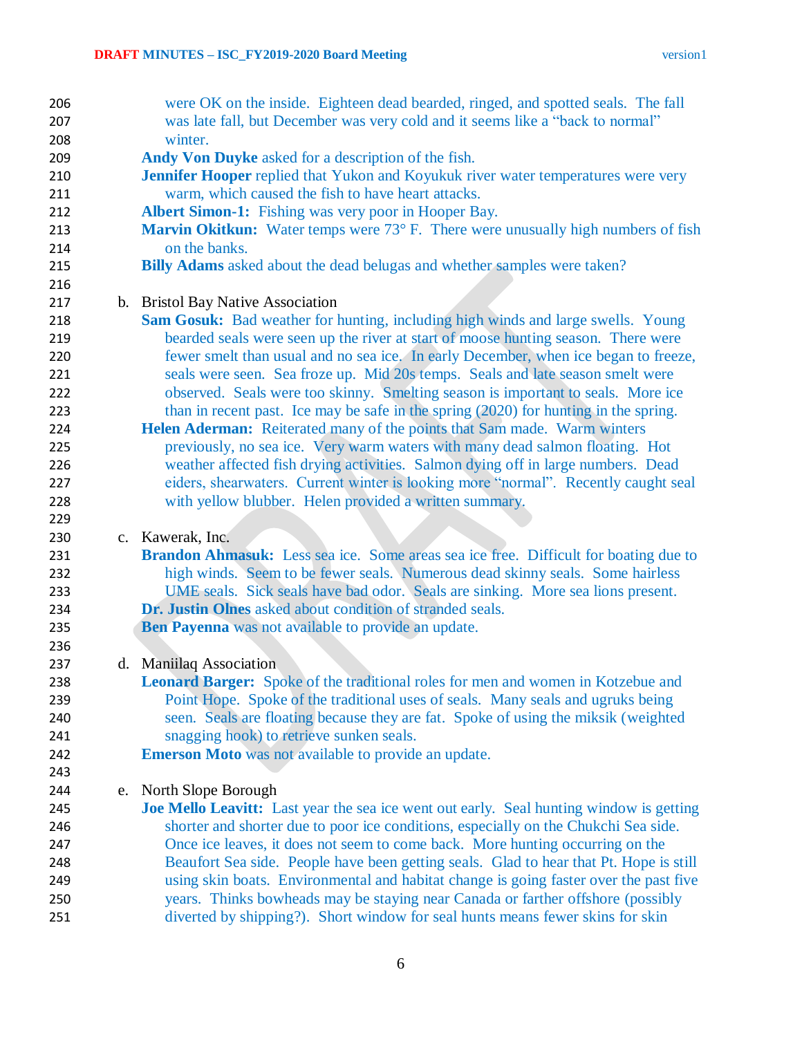were OK on the inside. Eighteen dead bearded, ringed, and spotted seals. The fall was late fall, but December was very cold and it seems like a "back to normal" winter.

**Andy Von Duyke** asked for a description of the fish.

**Jennifer Hooper** replied that Yukon and Koyukuk river water temperatures were very warm, which caused the fish to have heart attacks.

**Albert Simon-1:** Fishing was very poor in Hooper Bay.

**Marvin Okitkun:** Water temps were 73° F. There were unusually high numbers of fish on the banks.

**Billy Adams** asked about the dead belugas and whether samples were taken?

b. Bristol Bay Native Association

**Sam Gosuk:** Bad weather for hunting, including high winds and large swells. Young bearded seals were seen up the river at start of moose hunting season. There were fewer smelt than usual and no sea ice. In early December, when ice began to freeze, seals were seen. Sea froze up. Mid 20s temps. Seals and late season smelt were observed. Seals were too skinny. Smelting season is important to seals. More ice than in recent past. Ice may be safe in the spring (2020) for hunting in the spring.

**Helen Aderman:** Reiterated many of the points that Sam made. Warm winters previously, no sea ice. Very warm waters with many dead salmon floating. Hot weather affected fish drying activities. Salmon dying off in large numbers. Dead eiders, shearwaters. Current winter is looking more "normal". Recently caught seal with yellow blubber. Helen provided a written summary.

c. Kawerak, Inc.

**Brandon Ahmasuk:** Less sea ice. Some areas sea ice free. Difficult for boating due to high winds. Seem to be fewer seals. Numerous dead skinny seals. Some hairless UME seals. Sick seals have bad odor. Seals are sinking. More sea lions present.

**Dr. Justin Olnes** asked about condition of stranded seals.

**Ben Payenna** was not available to provide an update.

d. Maniilaq Association

**Leonard Barger:** Spoke of the traditional roles for men and women in Kotzebue and Point Hope. Spoke of the traditional uses of seals. Many seals and ugruks being seen. Seals are floating because they are fat. Spoke of using the miksik (weighted snagging hook) to retrieve sunken seals.

**Emerson Moto** was not available to provide an update.

e. North Slope Borough

**Joe Mello Leavitt:** Last year the sea ice went out early. Seal hunting window is getting shorter and shorter due to poor ice conditions, especially on the Chukchi Sea side. Once ice leaves, it does not seem to come back. More hunting occurring on the Beaufort Sea side. People have been getting seals. Glad to hear that Pt. Hope is still using skin boats. Environmental and habitat change is going faster over the past five years. Thinks bowheads may be staying near Canada or farther offshore (possibly diverted by shipping?). Short window for seal hunts means fewer skins for skin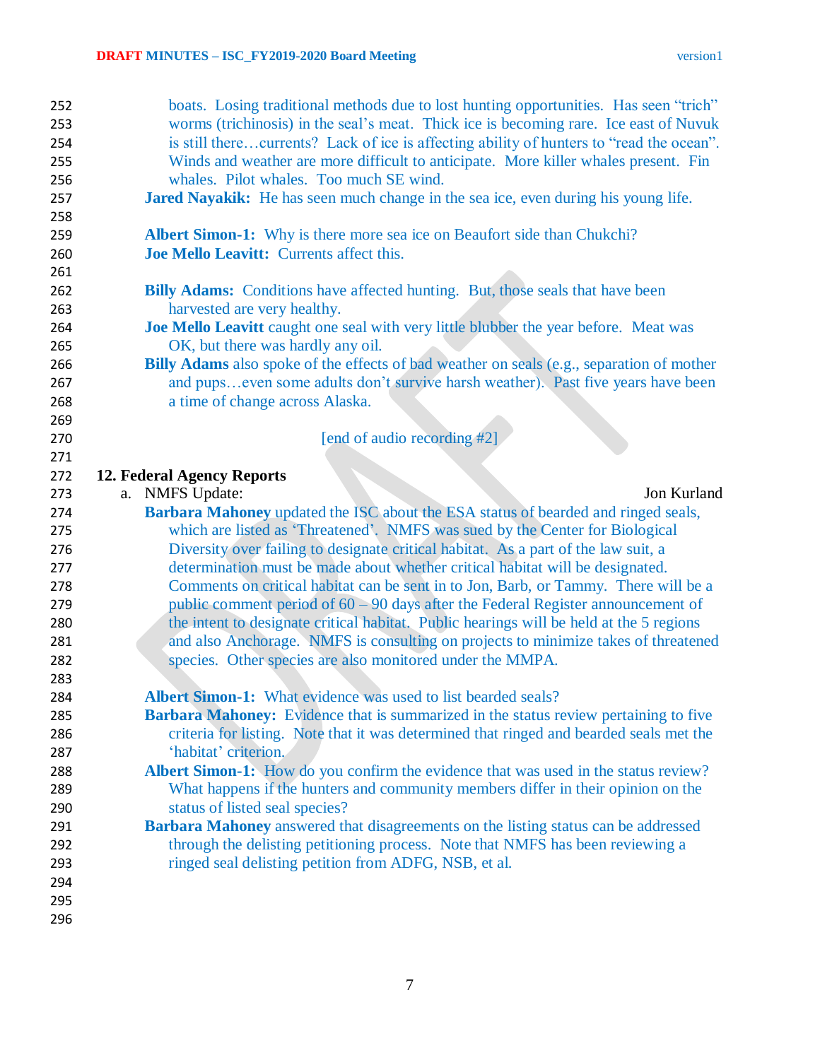boats. Losing traditional methods due to lost hunting opportunities. Has seen "trich" worms (trichinosis) in the seal's meat. Thick ice is becoming rare. Ice east of Nuvuk is still there…currents? Lack of ice is affecting ability of hunters to "read the ocean". Winds and weather are more difficult to anticipate. More killer whales present. Fin whales. Pilot whales. Too much SE wind.

**Jared Nayakik:** He has seen much change in the sea ice, even during his young life.

**Albert Simon-1:** Why is there more sea ice on Beaufort side than Chukchi?
**Joe Mello Leavitt:** Currents affect this.

**Billy Adams:** Conditions have affected hunting. But, those seals that have been harvested are very healthy.
**Joe Mello Leavitt** caught one seal with very little blubber the year before. Meat was OK, but there was hardly any oil.
**Billy Adams** also spoke of the effects of bad weather on seals (e.g., separation of mother and pups…even some adults don't survive harsh weather). Past five years have been a time of change across Alaska.

[end of audio recording #2]

## 12. Federal Agency Reports

a. NMFS Update: Jon Kurland

**Barbara Mahoney** updated the ISC about the ESA status of bearded and ringed seals, which are listed as 'Threatened'. NMFS was sued by the Center for Biological Diversity over failing to designate critical habitat. As a part of the law suit, a determination must be made about whether critical habitat will be designated. Comments on critical habitat can be sent in to Jon, Barb, or Tammy. There will be a public comment period of 60 – 90 days after the Federal Register announcement of the intent to designate critical habitat. Public hearings will be held at the 5 regions and also Anchorage. NMFS is consulting on projects to minimize takes of threatened species. Other species are also monitored under the MMPA.

**Albert Simon-1:** What evidence was used to list bearded seals?
**Barbara Mahoney:** Evidence that is summarized in the status review pertaining to five criteria for listing. Note that it was determined that ringed and bearded seals met the 'habitat' criterion.
**Albert Simon-1:** How do you confirm the evidence that was used in the status review? What happens if the hunters and community members differ in their opinion on the status of listed seal species?
**Barbara Mahoney** answered that disagreements on the listing status can be addressed through the delisting petitioning process. Note that NMFS has been reviewing a ringed seal delisting petition from ADFG, NSB, et al.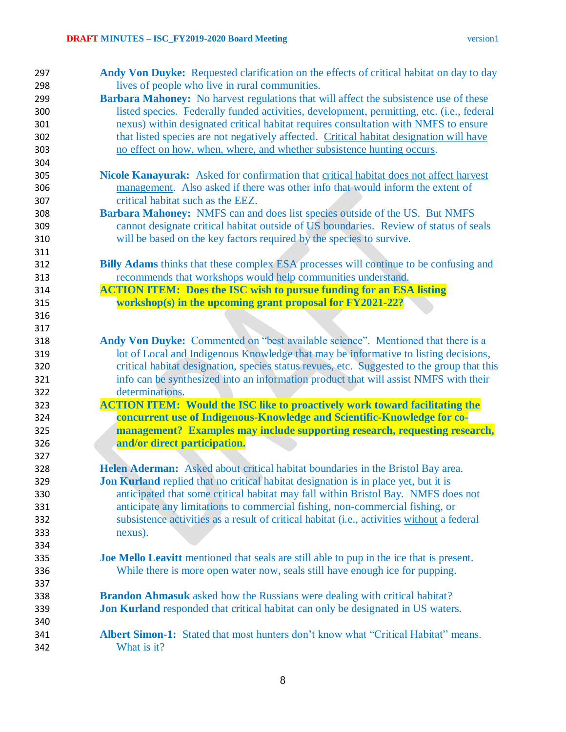**Andy Von Duyke:** Requested clarification on the effects of critical habitat on day to day lives of people who live in rural communities.

**Barbara Mahoney:** No harvest regulations that will affect the subsistence use of these listed species. Federally funded activities, development, permitting, etc. (i.e., federal nexus) within designated critical habitat requires consultation with NMFS to ensure that listed species are not negatively affected. <u>Critical habitat designation will have no effect on how, when, where, and whether subsistence hunting occurs</u>.

**Nicole Kanayurak:** Asked for confirmation that <u>critical habitat does not affect harvest management</u>. Also asked if there was other info that would inform the extent of critical habitat such as the EEZ.

**Barbara Mahoney:** NMFS can and does list species outside of the US. But NMFS cannot designate critical habitat outside of US boundaries. Review of status of seals will be based on the key factors required by the species to survive.

**Billy Adams** thinks that these complex ESA processes will continue to be confusing and recommends that workshops would help communities understand.

**ACTION ITEM: Does the ISC wish to pursue funding for an ESA listing workshop(s) in the upcoming grant proposal for FY2021-22?**

**Andy Von Duyke:** Commented on "best available science". Mentioned that there is a lot of Local and Indigenous Knowledge that may be informative to listing decisions, critical habitat designation, species status revues, etc. Suggested to the group that this info can be synthesized into an information product that will assist NMFS with their determinations.

**ACTION ITEM: Would the ISC like to proactively work toward facilitating the concurrent use of Indigenous-Knowledge and Scientific-Knowledge for co-management? Examples may include supporting research, requesting research, and/or direct participation.**

**Helen Aderman:** Asked about critical habitat boundaries in the Bristol Bay area.

**Jon Kurland** replied that no critical habitat designation is in place yet, but it is anticipated that some critical habitat may fall within Bristol Bay. NMFS does not anticipate any limitations to commercial fishing, non-commercial fishing, or subsistence activities as a result of critical habitat (i.e., activities <u>without</u> a federal nexus).

**Joe Mello Leavitt** mentioned that seals are still able to pup in the ice that is present. While there is more open water now, seals still have enough ice for pupping.

**Brandon Ahmasuk** asked how the Russians were dealing with critical habitat?

**Jon Kurland** responded that critical habitat can only be designated in US waters.

**Albert Simon-1:** Stated that most hunters don't know what "Critical Habitat" means. What is it?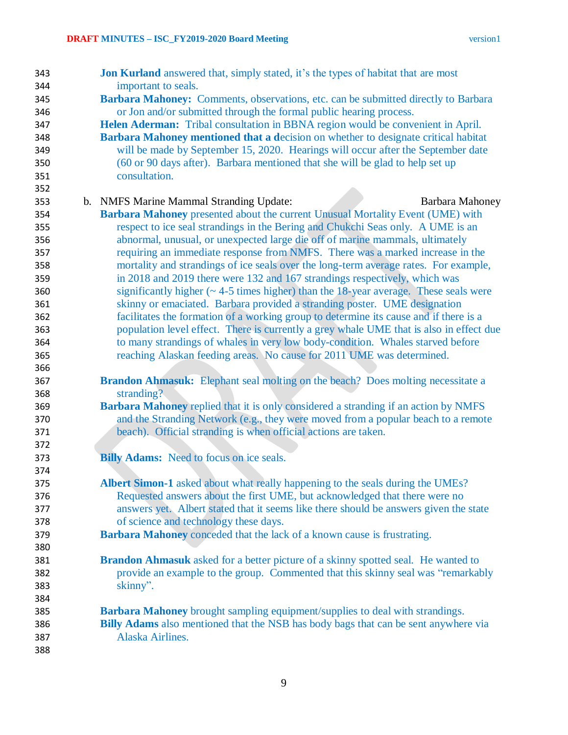**Jon Kurland** answered that, simply stated, it's the types of habitat that are most important to seals.

**Barbara Mahoney:** Comments, observations, etc. can be submitted directly to Barbara or Jon and/or submitted through the formal public hearing process.

**Helen Aderman:** Tribal consultation in BBNA region would be convenient in April.

**Barbara Mahoney mentioned that a d**ecision on whether to designate critical habitat will be made by September 15, 2020. Hearings will occur after the September date (60 or 90 days after). Barbara mentioned that she will be glad to help set up consultation.

b. NMFS Marine Mammal Stranding Update: Barbara Mahoney

**Barbara Mahoney** presented about the current Unusual Mortality Event (UME) with respect to ice seal strandings in the Bering and Chukchi Seas only. A UME is an abnormal, unusual, or unexpected large die off of marine mammals, ultimately requiring an immediate response from NMFS. There was a marked increase in the mortality and strandings of ice seals over the long-term average rates. For example, in 2018 and 2019 there were 132 and 167 strandings respectively, which was significantly higher (~ 4-5 times higher) than the 18-year average. These seals were skinny or emaciated. Barbara provided a stranding poster. UME designation facilitates the formation of a working group to determine its cause and if there is a population level effect. There is currently a grey whale UME that is also in effect due to many strandings of whales in very low body-condition. Whales starved before reaching Alaskan feeding areas. No cause for 2011 UME was determined.

**Brandon Ahmasuk:** Elephant seal molting on the beach? Does molting necessitate a stranding?

**Barbara Mahoney** replied that it is only considered a stranding if an action by NMFS and the Stranding Network (e.g., they were moved from a popular beach to a remote beach). Official stranding is when official actions are taken.

**Billy Adams:** Need to focus on ice seals.

**Albert Simon-1** asked about what really happening to the seals during the UMEs? Requested answers about the first UME, but acknowledged that there were no answers yet. Albert stated that it seems like there should be answers given the state of science and technology these days.

**Barbara Mahoney** conceded that the lack of a known cause is frustrating.

**Brandon Ahmasuk** asked for a better picture of a skinny spotted seal. He wanted to provide an example to the group. Commented that this skinny seal was "remarkably skinny".

**Barbara Mahoney** brought sampling equipment/supplies to deal with strandings.

**Billy Adams** also mentioned that the NSB has body bags that can be sent anywhere via Alaska Airlines.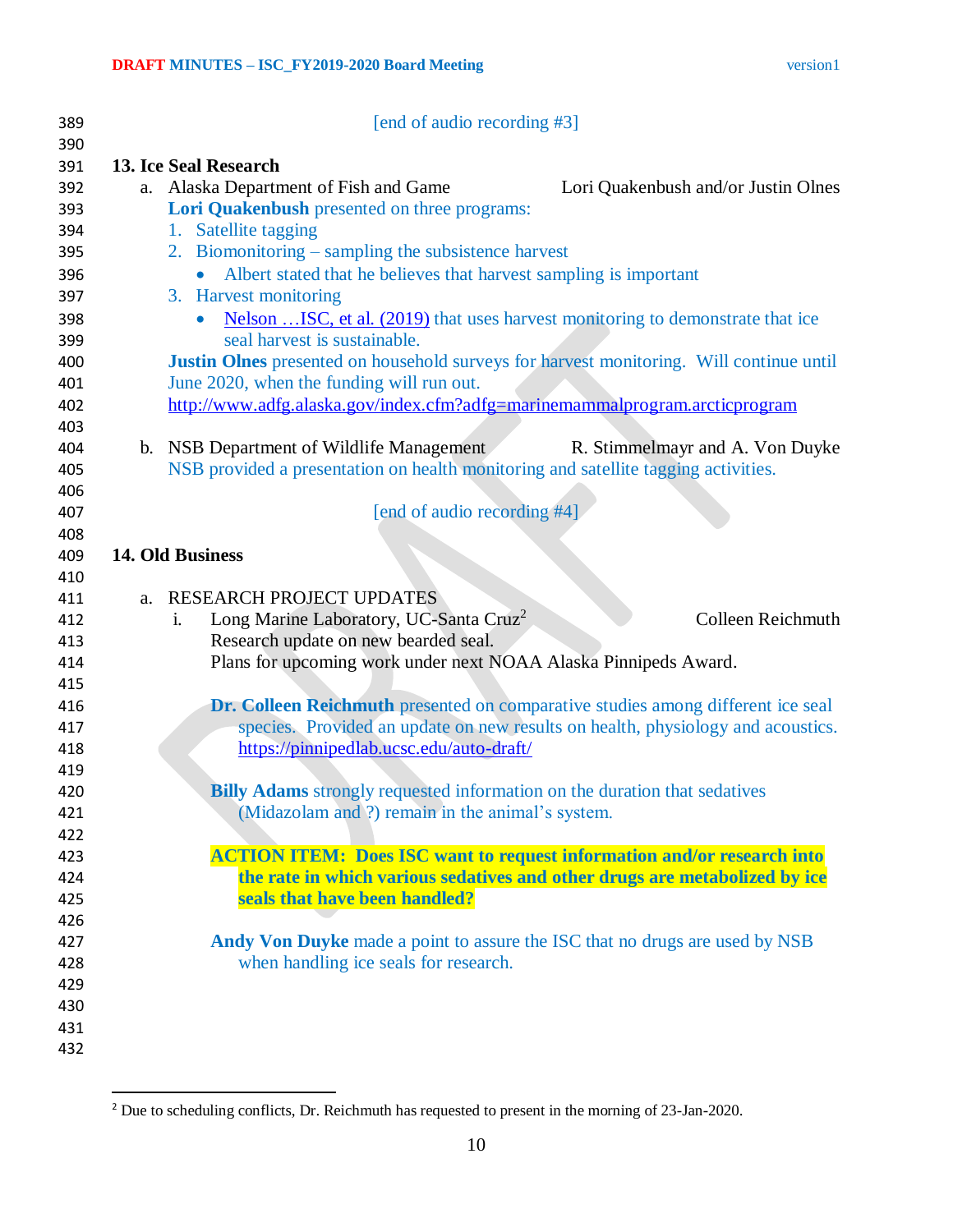[end of audio recording #3]

## 13. Ice Seal Research

a. Alaska Department of Fish and Game — Lori Quakenbush and/or Justin Olnes

**Lori Quakenbush** presented on three programs:

1. Satellite tagging
2. Biomonitoring – sampling the subsistence harvest
   - Albert stated that he believes that harvest sampling is important
3. Harvest monitoring
   - Nelson …ISC, et al. (2019) that uses harvest monitoring to demonstrate that ice seal harvest is sustainable.

**Justin Olnes** presented on household surveys for harvest monitoring. Will continue until June 2020, when the funding will run out.
http://www.adfg.alaska.gov/index.cfm?adfg=marinemammalprogram.arcticprogram

b. NSB Department of Wildlife Management — R. Stimmelmayr and A. Von Duyke

NSB provided a presentation on health monitoring and satellite tagging activities.

[end of audio recording #4]

## 14. Old Business

a. RESEARCH PROJECT UPDATES

i. Long Marine Laboratory, UC-Santa Cruz[2] — Colleen Reichmuth
Research update on new bearded seal.
Plans for upcoming work under next NOAA Alaska Pinnipeds Award.

**Dr. Colleen Reichmuth** presented on comparative studies among different ice seal species. Provided an update on new results on health, physiology and acoustics.
https://pinnipedlab.ucsc.edu/auto-draft/

**Billy Adams** strongly requested information on the duration that sedatives (Midazolam and ?) remain in the animal's system.

**ACTION ITEM: Does ISC want to request information and/or research into the rate in which various sedatives and other drugs are metabolized by ice seals that have been handled?**

**Andy Von Duyke** made a point to assure the ISC that no drugs are used by NSB when handling ice seals for research.

---

[2] Due to scheduling conflicts, Dr. Reichmuth has requested to present in the morning of 23-Jan-2020.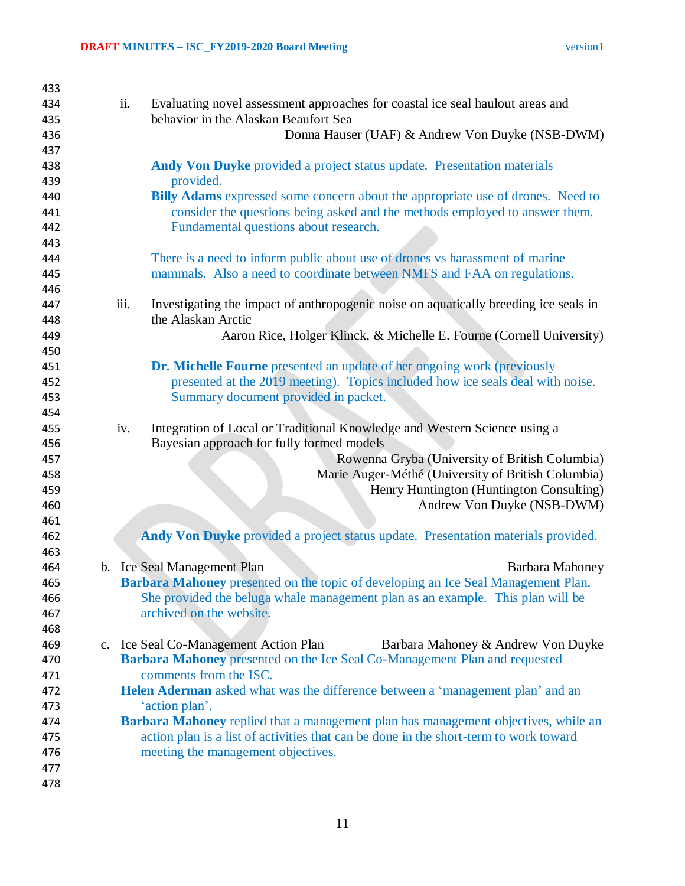ii. Evaluating novel assessment approaches for coastal ice seal haulout areas and behavior in the Alaskan Beaufort Sea
Donna Hauser (UAF) & Andrew Von Duyke (NSB-DWM)

**Andy Von Duyke** provided a project status update. Presentation materials provided.

**Billy Adams** expressed some concern about the appropriate use of drones. Need to consider the questions being asked and the methods employed to answer them. Fundamental questions about research.

There is a need to inform public about use of drones vs harassment of marine mammals. Also a need to coordinate between NMFS and FAA on regulations.

iii. Investigating the impact of anthropogenic noise on aquatically breeding ice seals in the Alaskan Arctic
Aaron Rice, Holger Klinck, & Michelle E. Fourne (Cornell University)

**Dr. Michelle Fourne** presented an update of her ongoing work (previously presented at the 2019 meeting). Topics included how ice seals deal with noise. Summary document provided in packet.

iv. Integration of Local or Traditional Knowledge and Western Science using a Bayesian approach for fully formed models
Rowenna Gryba (University of British Columbia)
Marie Auger-Méthé (University of British Columbia)
Henry Huntington (Huntington Consulting)
Andrew Von Duyke (NSB-DWM)

**Andy Von Duyke** provided a project status update. Presentation materials provided.

b. Ice Seal Management Plan — Barbara Mahoney

**Barbara Mahoney** presented on the topic of developing an Ice Seal Management Plan. She provided the beluga whale management plan as an example. This plan will be archived on the website.

c. Ice Seal Co-Management Action Plan — Barbara Mahoney & Andrew Von Duyke

**Barbara Mahoney** presented on the Ice Seal Co-Management Plan and requested comments from the ISC.

**Helen Aderman** asked what was the difference between a 'management plan' and an 'action plan'.

**Barbara Mahoney** replied that a management plan has management objectives, while an action plan is a list of activities that can be done in the short-term to work toward meeting the management objectives.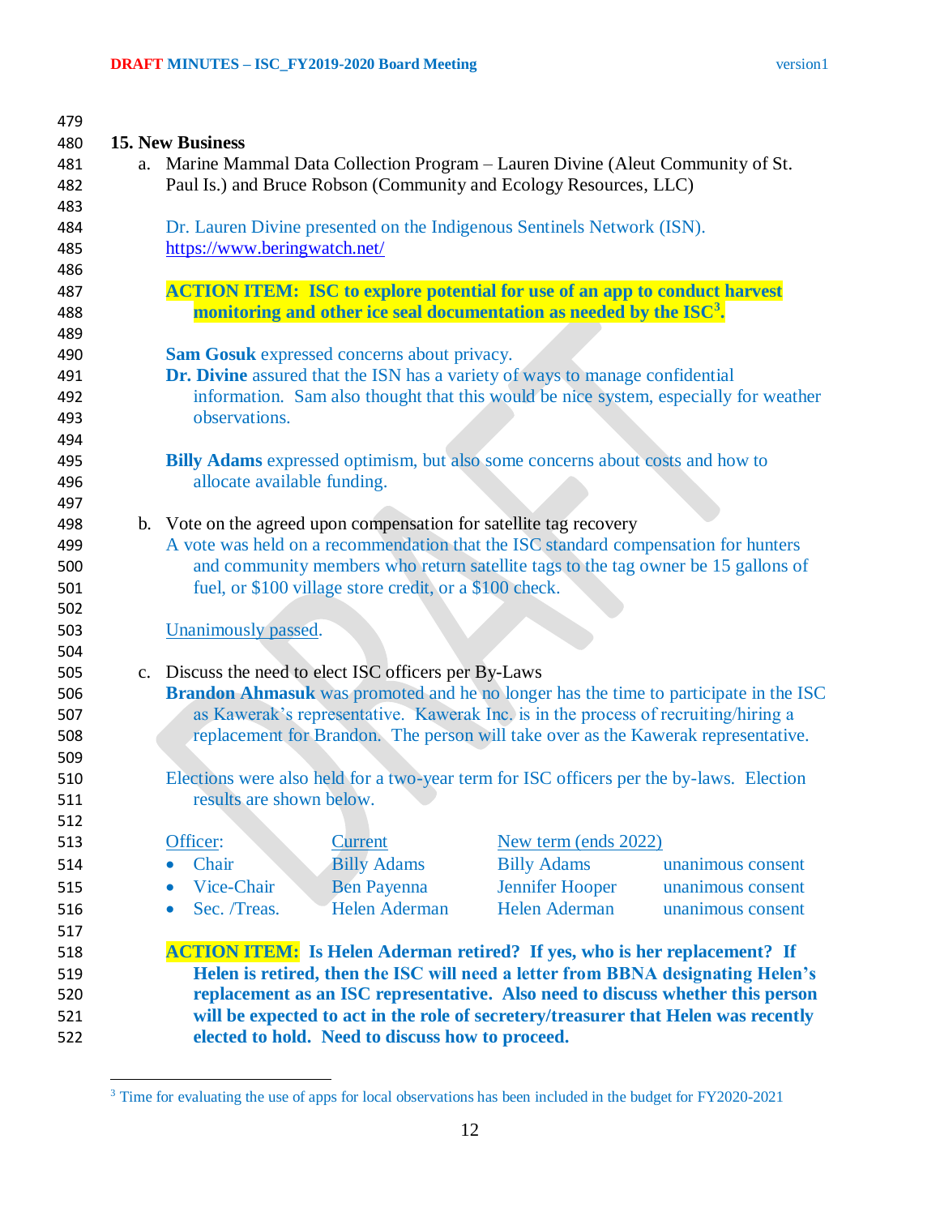## 15. New Business

a. Marine Mammal Data Collection Program – Lauren Divine (Aleut Community of St. Paul Is.) and Bruce Robson (Community and Ecology Resources, LLC)

Dr. Lauren Divine presented on the Indigenous Sentinels Network (ISN). https://www.beringwatch.net/

**ACTION ITEM: ISC to explore potential for use of an app to conduct harvest monitoring and other ice seal documentation as needed by the ISC[3].**

**Sam Gosuk** expressed concerns about privacy.
**Dr. Divine** assured that the ISN has a variety of ways to manage confidential information. Sam also thought that this would be nice system, especially for weather observations.

**Billy Adams** expressed optimism, but also some concerns about costs and how to allocate available funding.

b. Vote on the agreed upon compensation for satellite tag recovery
A vote was held on a recommendation that the ISC standard compensation for hunters and community members who return satellite tags to the tag owner be 15 gallons of fuel, or $100 village store credit, or a $100 check.

Unanimously passed.

c. Discuss the need to elect ISC officers per By-Laws
**Brandon Ahmasuk** was promoted and he no longer has the time to participate in the ISC as Kawerak's representative. Kawerak Inc. is in the process of recruiting/hiring a replacement for Brandon. The person will take over as the Kawerak representative.

Elections were also held for a two-year term for ISC officers per the by-laws. Election results are shown below.

| Officer: | Current | New term (ends 2022) | |
|---|---|---|---|
| Chair | Billy Adams | Billy Adams | unanimous consent |
| Vice-Chair | Ben Payenna | Jennifer Hooper | unanimous consent |
| Sec. /Treas. | Helen Aderman | Helen Aderman | unanimous consent |

**ACTION ITEM: Is Helen Aderman retired? If yes, who is her replacement? If Helen is retired, then the ISC will need a letter from BBNA designating Helen's replacement as an ISC representative. Also need to discuss whether this person will be expected to act in the role of secretery/treasurer that Helen was recently elected to hold. Need to discuss how to proceed.**

[3] Time for evaluating the use of apps for local observations has been included in the budget for FY2020-2021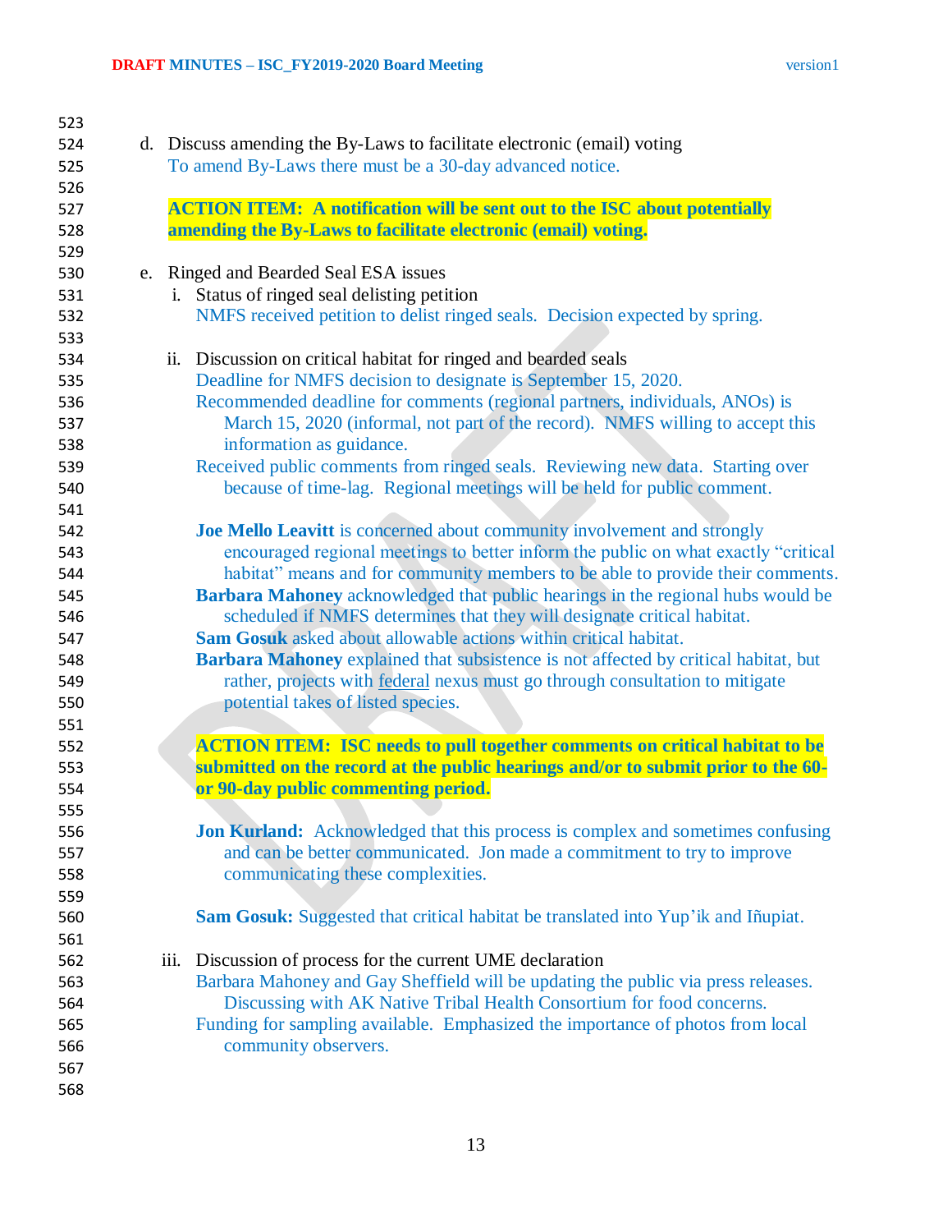d. Discuss amending the By-Laws to facilitate electronic (email) voting

   To amend By-Laws there must be a 30-day advanced notice.

   **ACTION ITEM: A notification will be sent out to the ISC about potentially amending the By-Laws to facilitate electronic (email) voting.**

e. Ringed and Bearded Seal ESA issues

   i. Status of ringed seal delisting petition

      NMFS received petition to delist ringed seals. Decision expected by spring.

   ii. Discussion on critical habitat for ringed and bearded seals

      Deadline for NMFS decision to designate is September 15, 2020.

      Recommended deadline for comments (regional partners, individuals, ANOs) is March 15, 2020 (informal, not part of the record). NMFS willing to accept this information as guidance.

      Received public comments from ringed seals. Reviewing new data. Starting over because of time-lag. Regional meetings will be held for public comment.

      **Joe Mello Leavitt** is concerned about community involvement and strongly encouraged regional meetings to better inform the public on what exactly "critical habitat" means and for community members to be able to provide their comments.

      **Barbara Mahoney** acknowledged that public hearings in the regional hubs would be scheduled if NMFS determines that they will designate critical habitat.

      **Sam Gosuk** asked about allowable actions within critical habitat.

      **Barbara Mahoney** explained that subsistence is not affected by critical habitat, but rather, projects with federal nexus must go through consultation to mitigate potential takes of listed species.

      **ACTION ITEM: ISC needs to pull together comments on critical habitat to be submitted on the record at the public hearings and/or to submit prior to the 60- or 90-day public commenting period.**

      **Jon Kurland:** Acknowledged that this process is complex and sometimes confusing and can be better communicated. Jon made a commitment to try to improve communicating these complexities.

      **Sam Gosuk:** Suggested that critical habitat be translated into Yup'ik and Iñupiat.

   iii. Discussion of process for the current UME declaration

      Barbara Mahoney and Gay Sheffield will be updating the public via press releases. Discussing with AK Native Tribal Health Consortium for food concerns.

      Funding for sampling available. Emphasized the importance of photos from local community observers.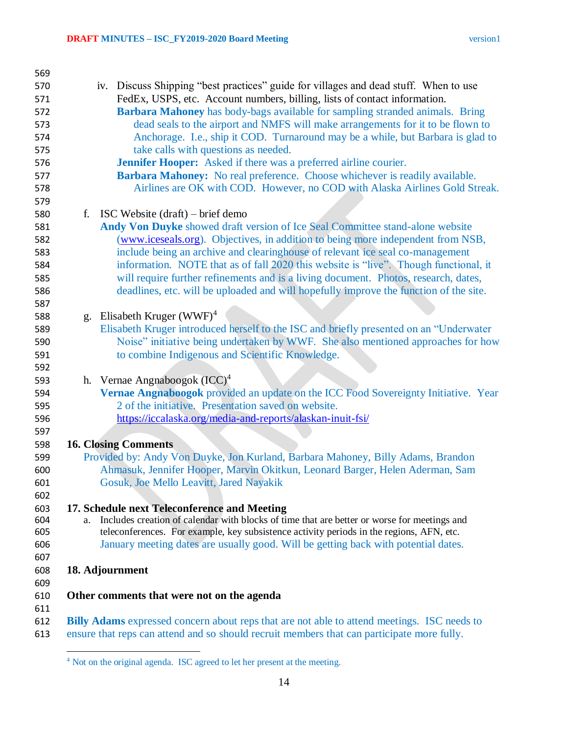iv. Discuss Shipping "best practices" guide for villages and dead stuff. When to use FedEx, USPS, etc. Account numbers, billing, lists of contact information.

**Barbara Mahoney** has body-bags available for sampling stranded animals. Bring dead seals to the airport and NMFS will make arrangements for it to be flown to Anchorage. I.e., ship it COD. Turnaround may be a while, but Barbara is glad to take calls with questions as needed.

**Jennifer Hooper:** Asked if there was a preferred airline courier.

**Barbara Mahoney:** No real preference. Choose whichever is readily available. Airlines are OK with COD. However, no COD with Alaska Airlines Gold Streak.

f. ISC Website (draft) – brief demo

**Andy Von Duyke** showed draft version of Ice Seal Committee stand-alone website (www.iceseals.org). Objectives, in addition to being more independent from NSB, include being an archive and clearinghouse of relevant ice seal co-management information. NOTE that as of fall 2020 this website is "live". Though functional, it will require further refinements and is a living document. Photos, research, dates, deadlines, etc. will be uploaded and will hopefully improve the function of the site.

g. Elisabeth Kruger (WWF)[4]

Elisabeth Kruger introduced herself to the ISC and briefly presented on an "Underwater Noise" initiative being undertaken by WWF. She also mentioned approaches for how to combine Indigenous and Scientific Knowledge.

h. Vernae Angnaboogok (ICC)[4]

**Vernae Angnaboogok** provided an update on the ICC Food Sovereignty Initiative. Year 2 of the initiative. Presentation saved on website.
https://iccalaska.org/media-and-reports/alaskan-inuit-fsi/

## 16. Closing Comments

Provided by: Andy Von Duyke, Jon Kurland, Barbara Mahoney, Billy Adams, Brandon Ahmasuk, Jennifer Hooper, Marvin Okitkun, Leonard Barger, Helen Aderman, Sam Gosuk, Joe Mello Leavitt, Jared Nayakik

## 17. Schedule next Teleconference and Meeting

a. Includes creation of calendar with blocks of time that are better or worse for meetings and teleconferences. For example, key subsistence activity periods in the regions, AFN, etc.
January meeting dates are usually good. Will be getting back with potential dates.

## 18. Adjournment

## Other comments that were not on the agenda

**Billy Adams** expressed concern about reps that are not able to attend meetings. ISC needs to ensure that reps can attend and so should recruit members that can participate more fully.

---

[4] Not on the original agenda. ISC agreed to let her present at the meeting.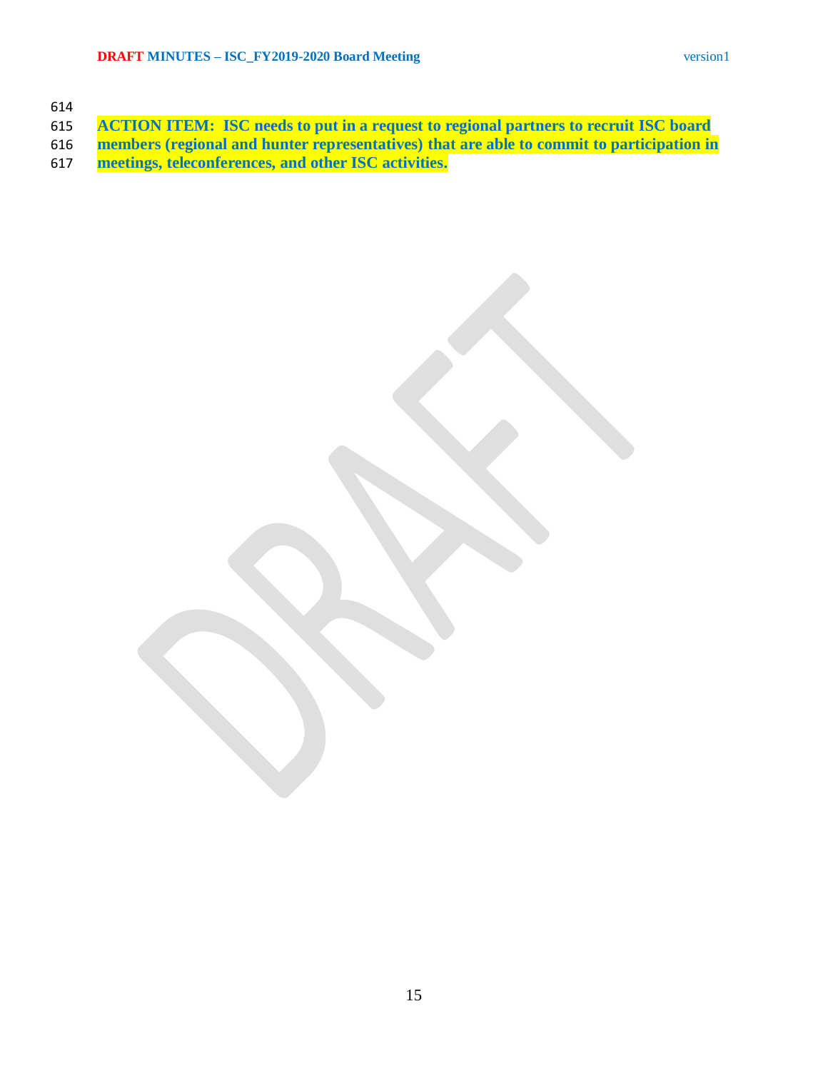**ACTION ITEM: ISC needs to put in a request to regional partners to recruit ISC board members (regional and hunter representatives) that are able to commit to participation in meetings, teleconferences, and other ISC activities.**